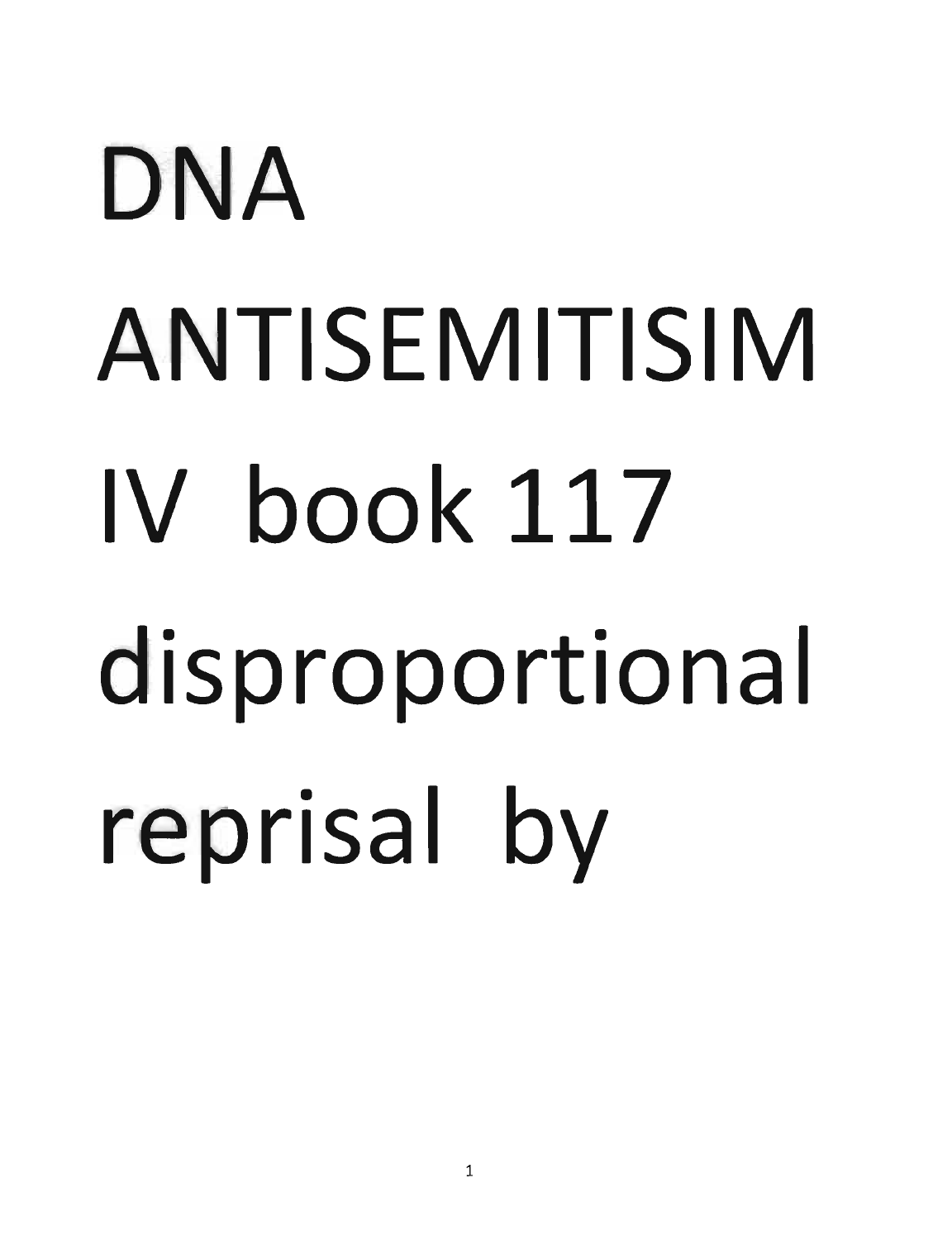# DNA ANTISEMITISIM IV book 117 disproportional reprisal by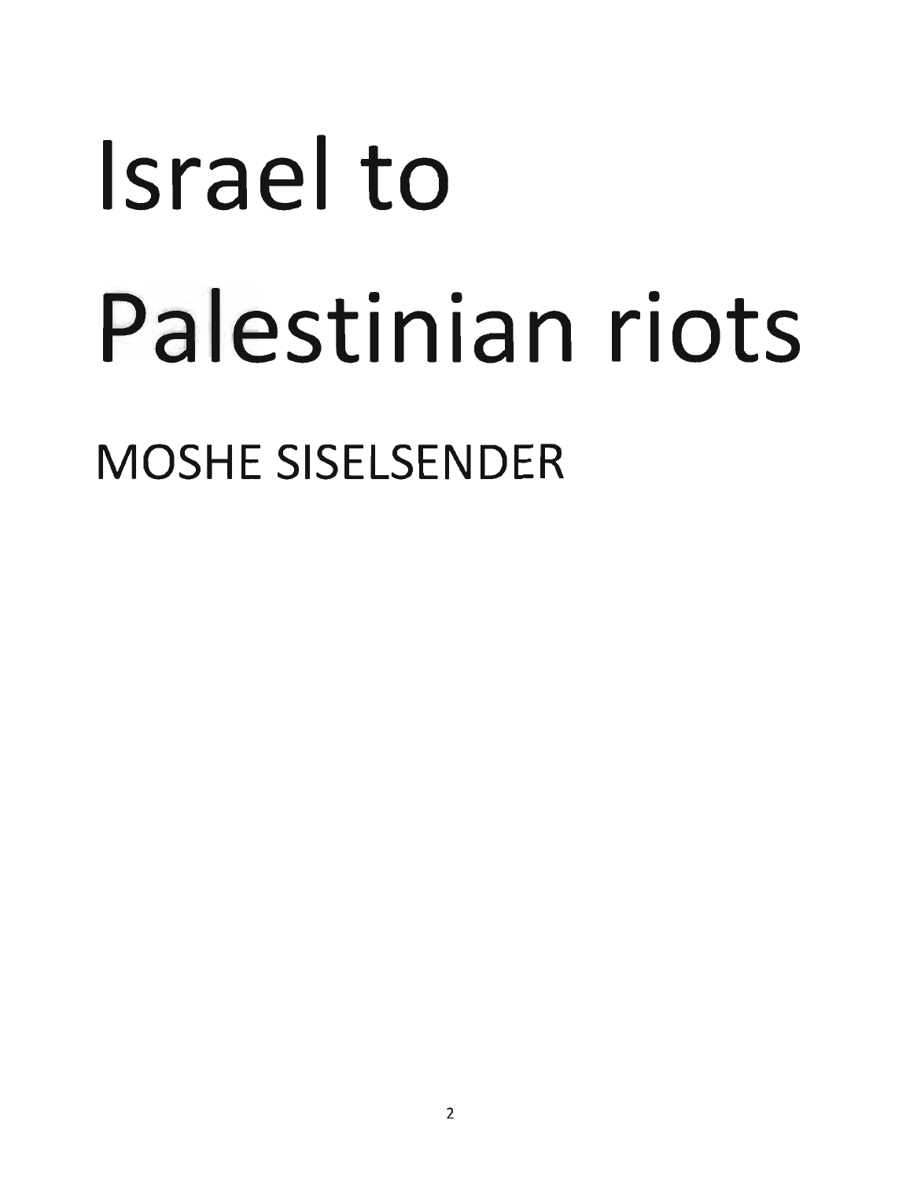# Israel to Palestinian riots

## MOSHE SISELSENDER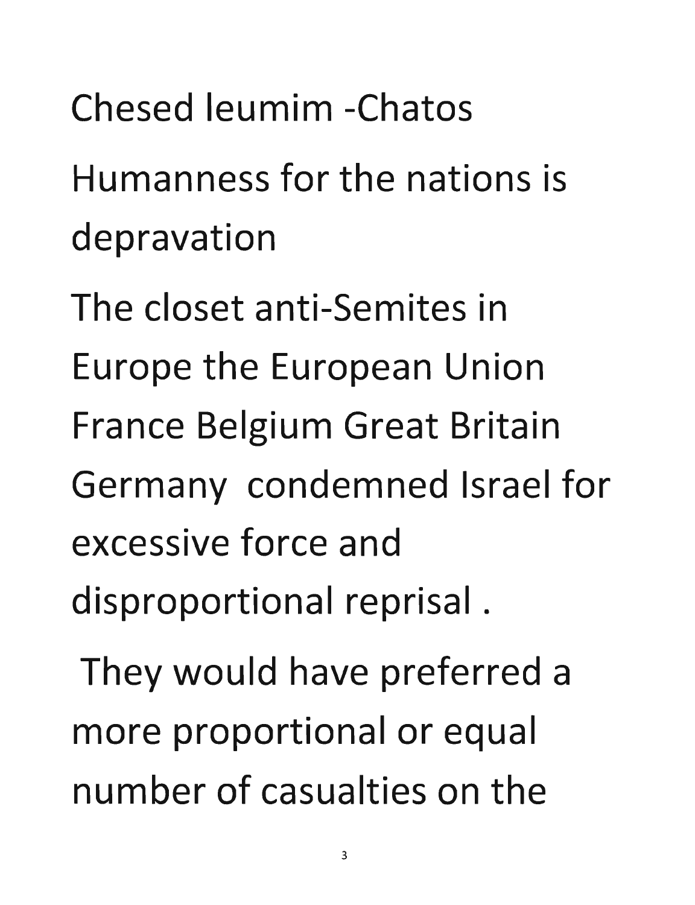Chesed leumim -Chatos

Humanness for the nations is depravation

The closet anti-Semites in Europe the European Union France Belgium Great Britain Germany condemned Israel for excessive force and disproportional reprisal .

They would have preferred a more proportional or equal number of casualties on the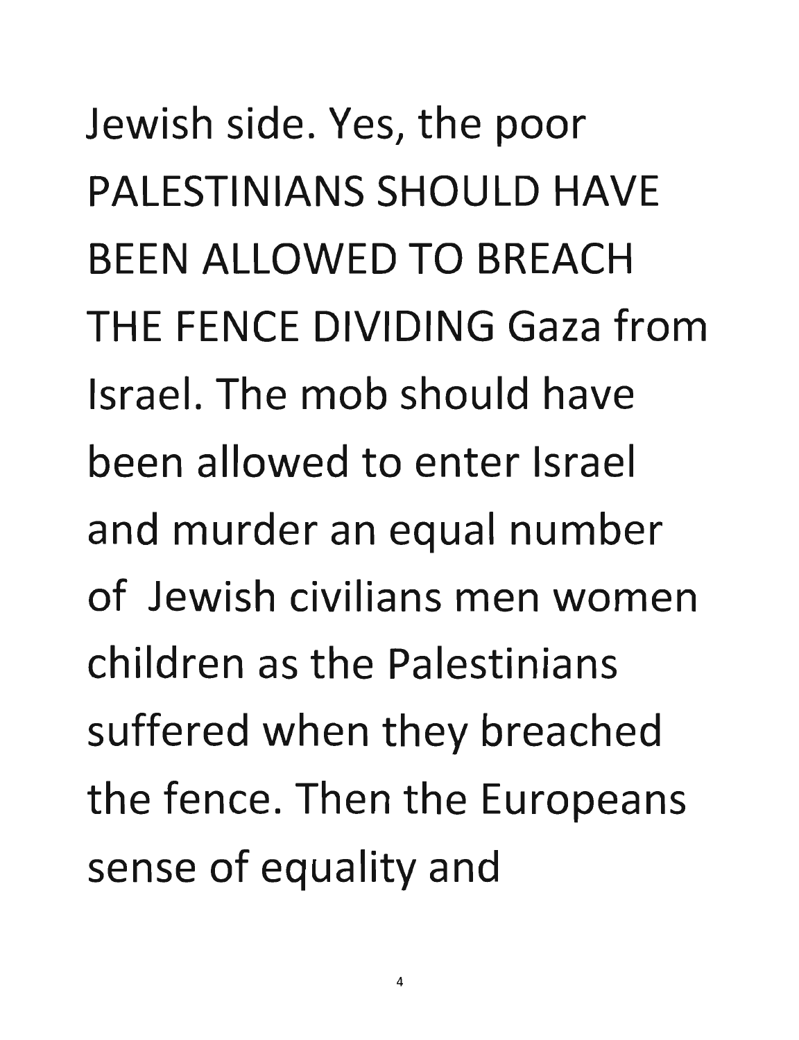Jewish side. Yes, the poor PALESTINIANS SHOULD HAVE BEEN ALLOWED TO BREACH THE FENCE DIVIDING Gaza from Israel. The mob should have been allowed to enter Israel and murder an equal number of Jewish civilians men women children as the Palestinians suffered when they breached the fence. Then the Europeans sense of equality and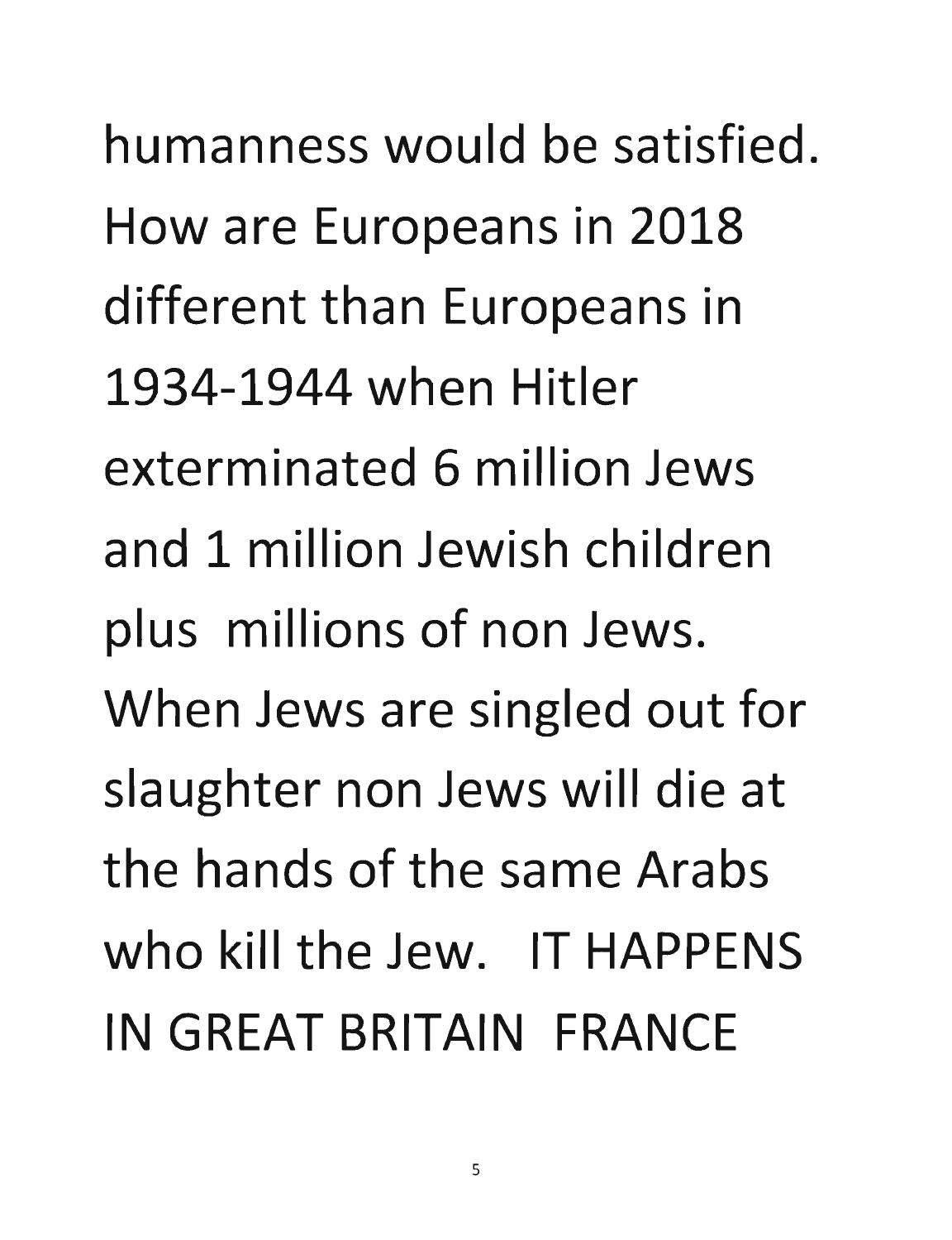humanness would be satisfied. How are Europeans in 2018 different than Europeans in 1934-1944 when Hitler exterminated 6 million Jews and 1 million Jewish children plus millions of non Jews. When Jews are singled out for slaughter non Jews will die at the hands of the same Arabs who kill the Jew. IT HAPPENS IN GREAT BRITAIN FRANCE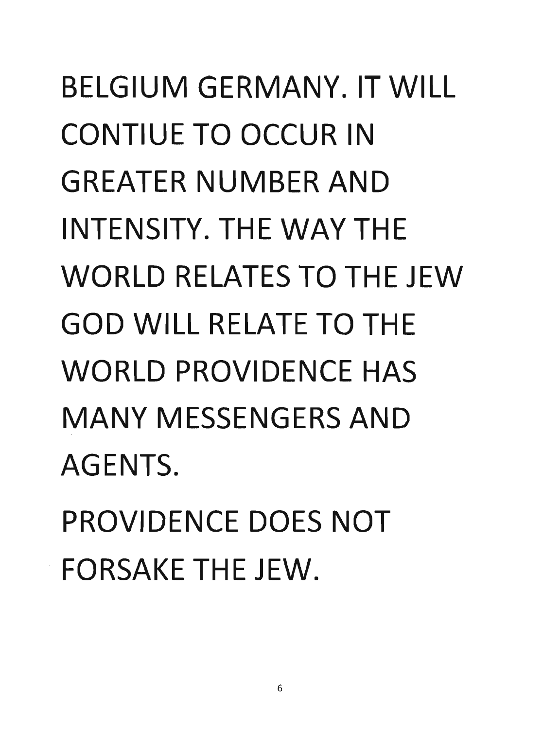BELGIUM GERMANY. IT WILL CONTIUE TO OCCUR IN GREATER NUMBER AND INTENSITY. THE WAY THE WORLD RELATES TO THE JEW GOD WILL RELATE TO THE WORLD PROVIDENCE HAS MANY MESSENGERS AND AGENTS.

PROVIDENCE DOES NOT FORSAKE THE JEW.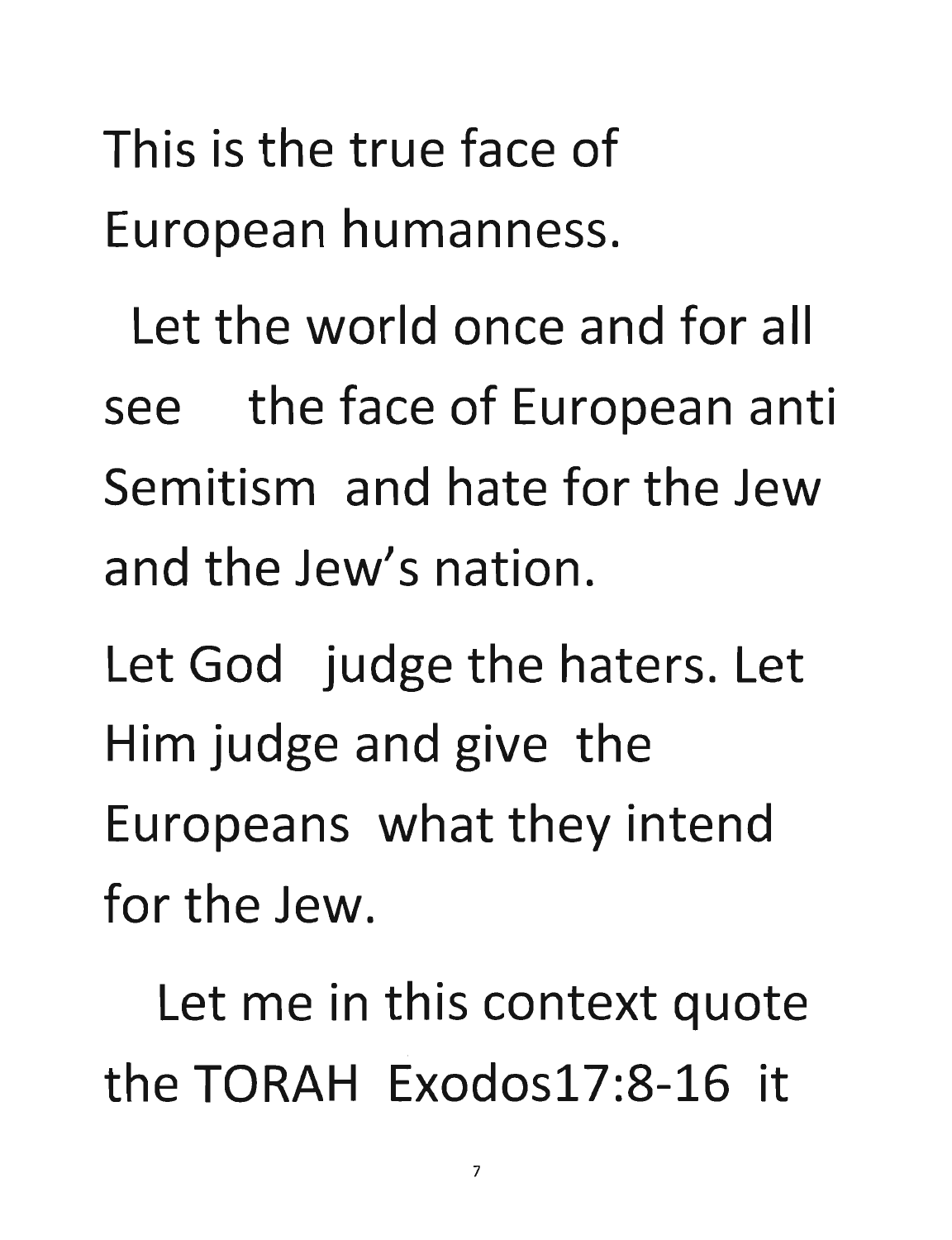This is the true face of European humanness.

Let the world once and for all see the face of European anti Semitism and hate for the Jew and the Jew's nation.

Let God judge the haters. Let Him judge and give the Europeans what they intend for the Jew.

Let me in this context quote the TORAH Exodos17:8-16 it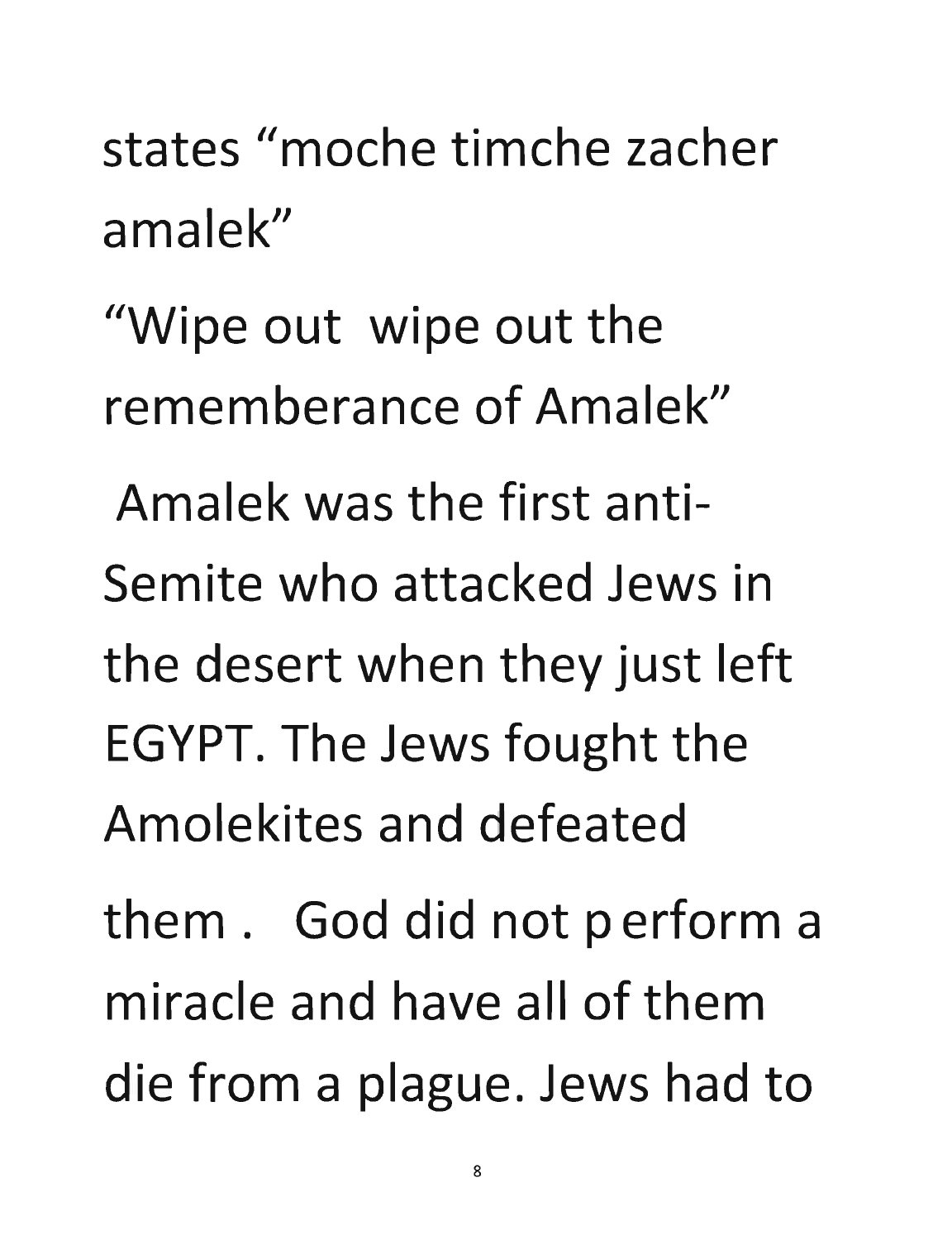states “moche timche zacher amalek”

“Wipe out  wipe out the rememberance of Amalek”

Amalek was the first anti-Semite who attacked Jews in the desert when they just left EGYPT. The Jews fought the Amolekites and defeated them .  God did not perform a miracle and have all of them die from a plague. Jews had to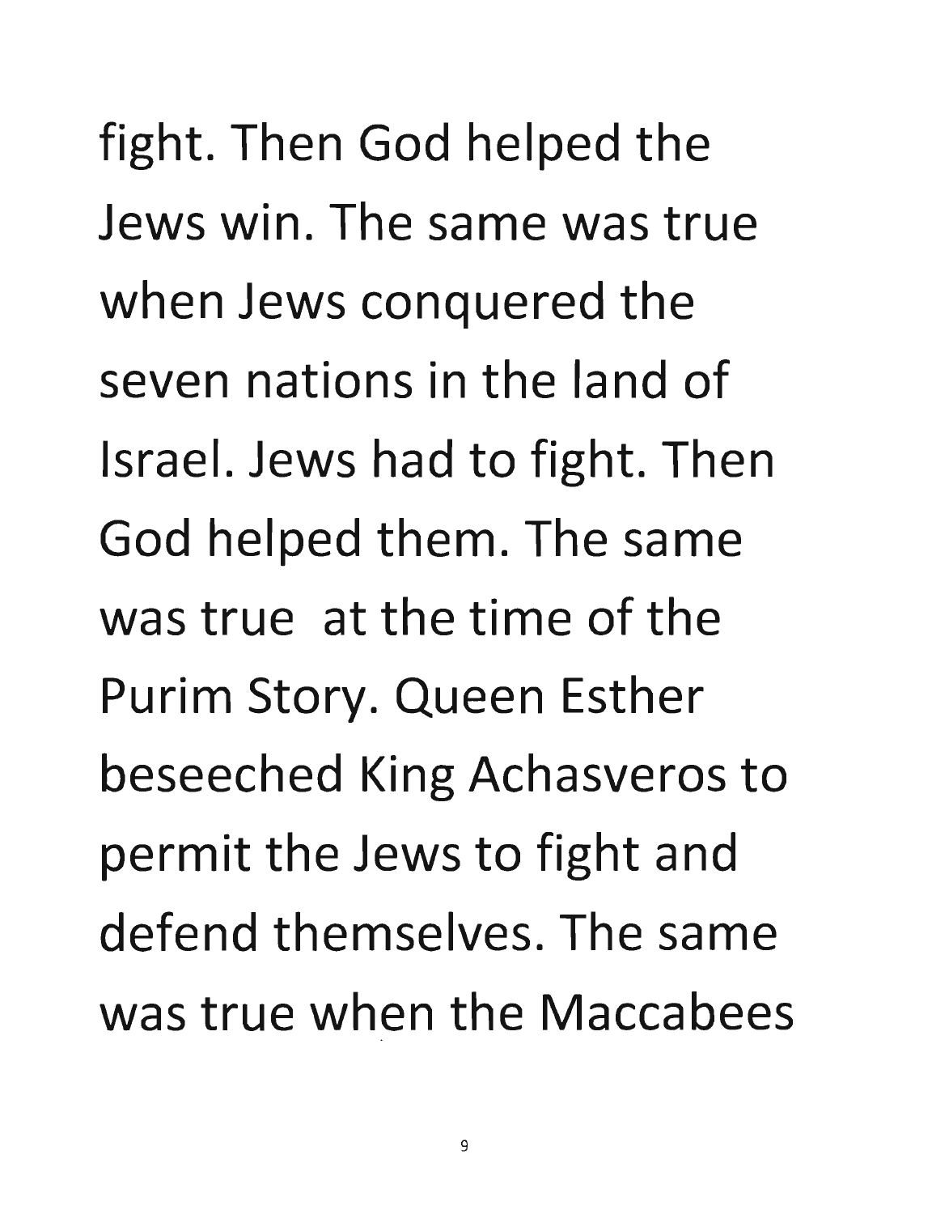fight. Then God helped the Jews win. The same was true when Jews conquered the seven nations in the land of Israel. Jews had to fight. Then God helped them. The same was true at the time of the Purim Story. Queen Esther beseeched King Achasveros to permit the Jews to fight and defend themselves. The same was true when the Maccabees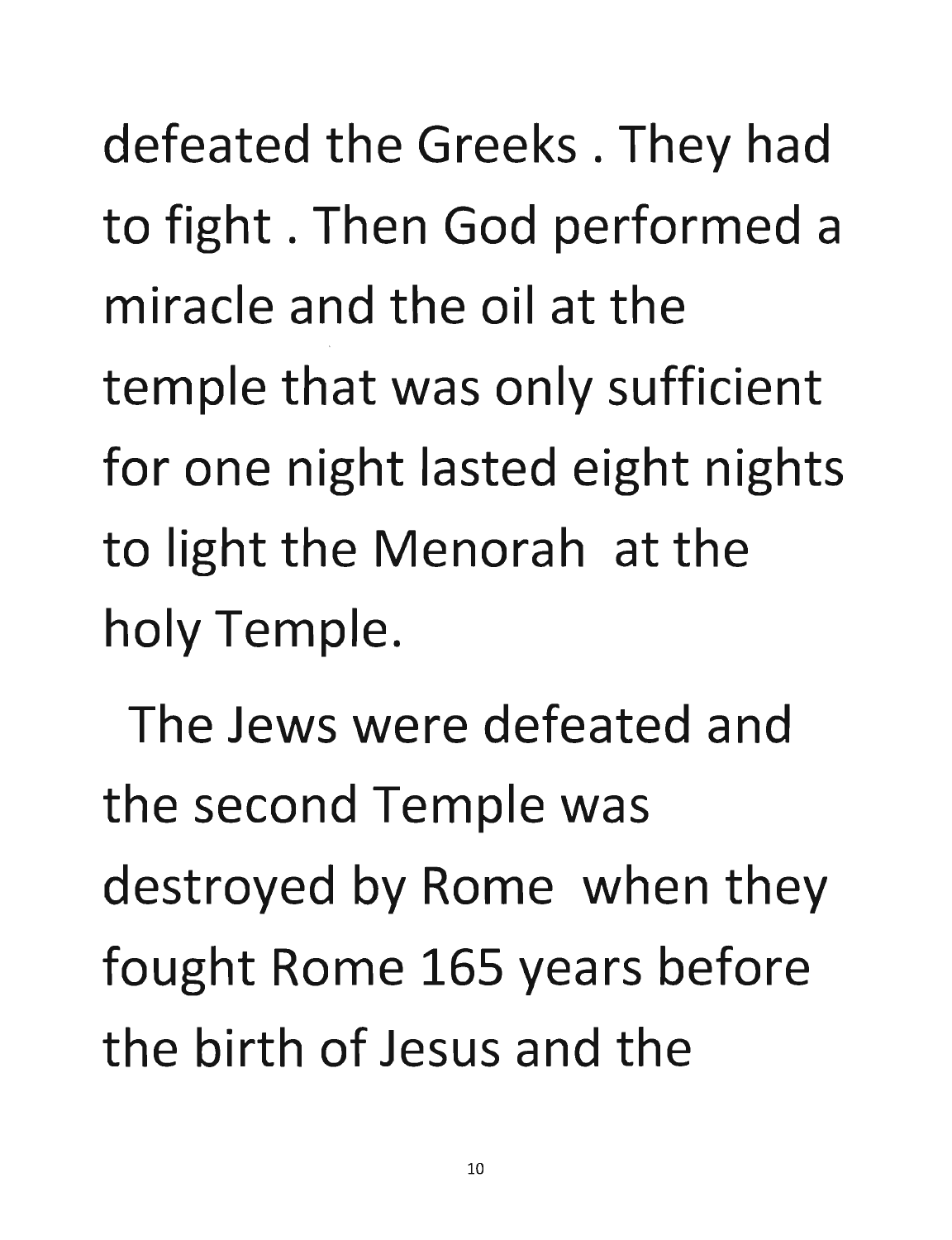defeated the Greeks . They had to fight . Then God performed a miracle and the oil at the temple that was only sufficient for one night lasted eight nights to light the Menorah at the holy Temple.

The Jews were defeated and the second Temple was destroyed by Rome when they fought Rome 165 years before the birth of Jesus and the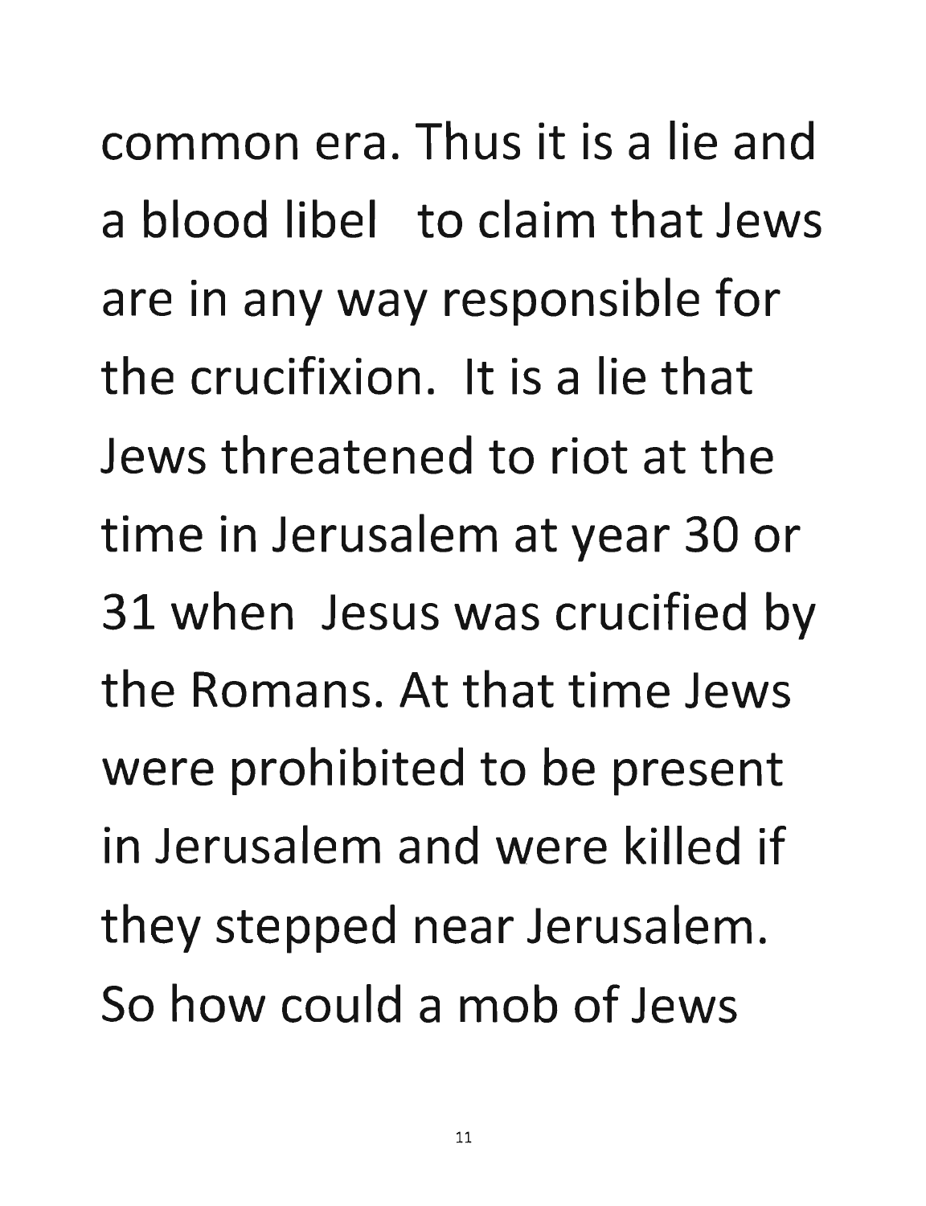common era. Thus it is a lie and a blood libel to claim that Jews are in any way responsible for the crucifixion. It is a lie that Jews threatened to riot at the time in Jerusalem at year 30 or 31 when Jesus was crucified by the Romans. At that time Jews were prohibited to be present in Jerusalem and were killed if they stepped near Jerusalem. So how could a mob of Jews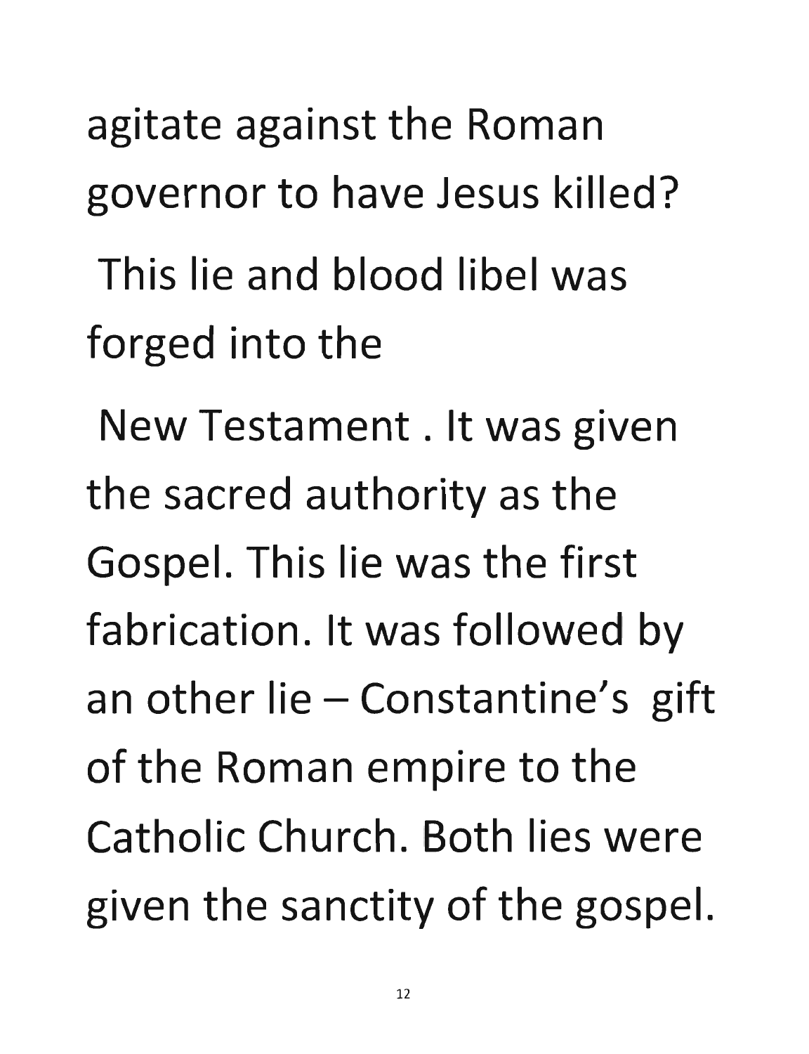agitate against the Roman governor to have Jesus killed? This lie and blood libel was forged into the New Testament . It was given the sacred authority as the Gospel. This lie was the first fabrication. It was followed by an other lie – Constantine's gift of the Roman empire to the Catholic Church. Both lies were given the sanctity of the gospel.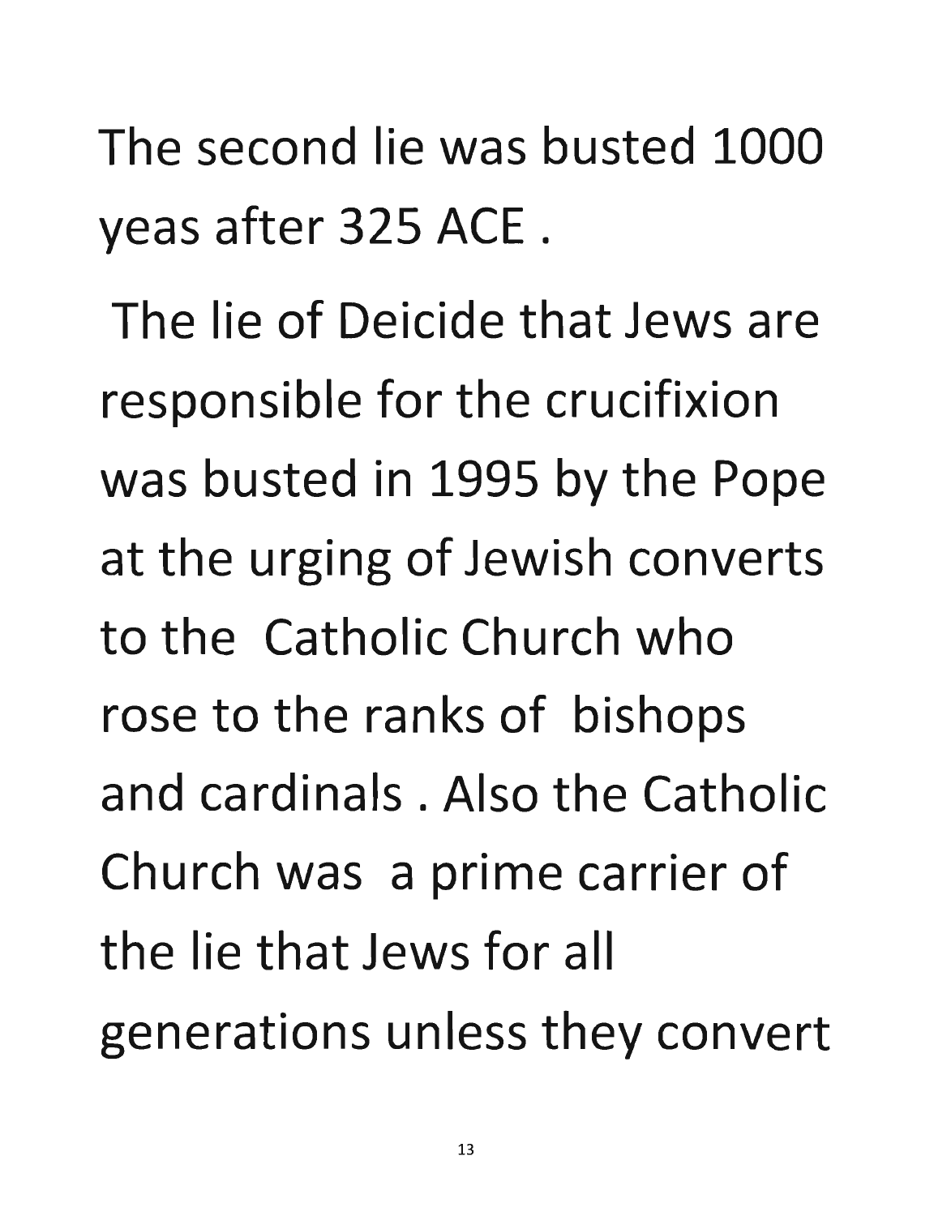The second lie was busted 1000 yeas after 325 ACE .

The lie of Deicide that Jews are responsible for the crucifixion was busted in 1995 by the Pope at the urging of Jewish converts to the Catholic Church who rose to the ranks of bishops and cardinals . Also the Catholic Church was a prime carrier of the lie that Jews for all generations unless they convert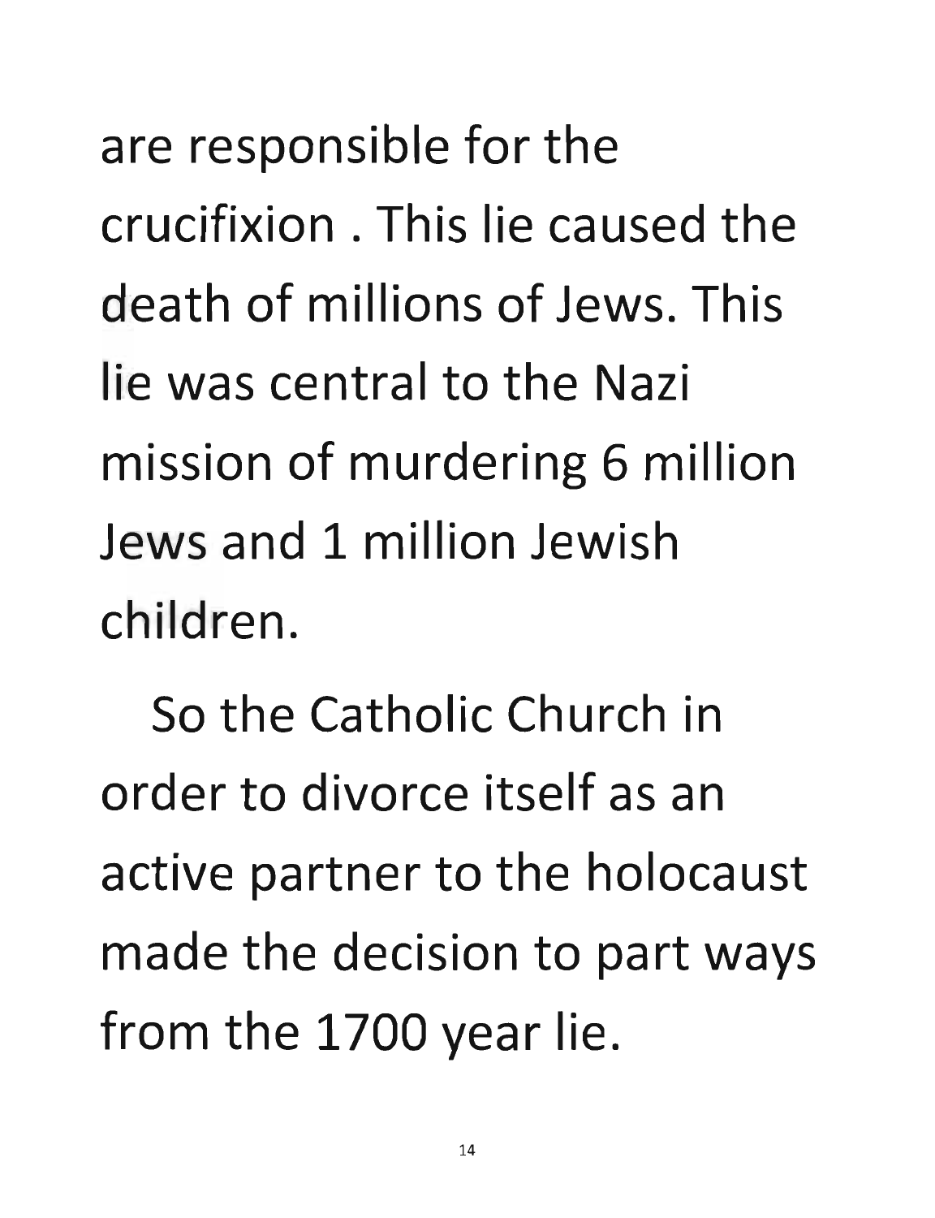are responsible for the crucifixion . This lie caused the death of millions of Jews. This lie was central to the Nazi mission of murdering 6 million Jews and 1 million Jewish children.

So the Catholic Church in order to divorce itself as an active partner to the holocaust made the decision to part ways from the 1700 year lie.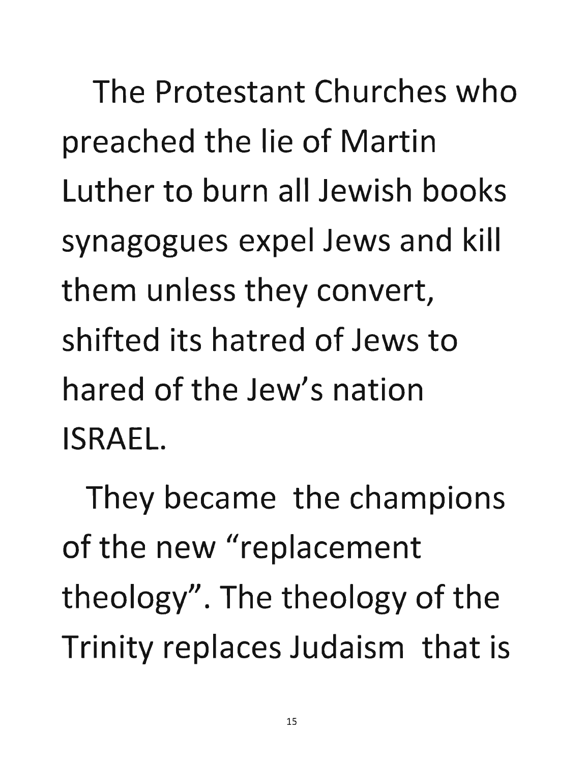The Protestant Churches who preached the lie of Martin Luther to burn all Jewish books synagogues expel Jews and kill them unless they convert, shifted its hatred of Jews to hared of the Jew's nation ISRAEL.

They became the champions of the new "replacement theology". The theology of the Trinity replaces Judaism that is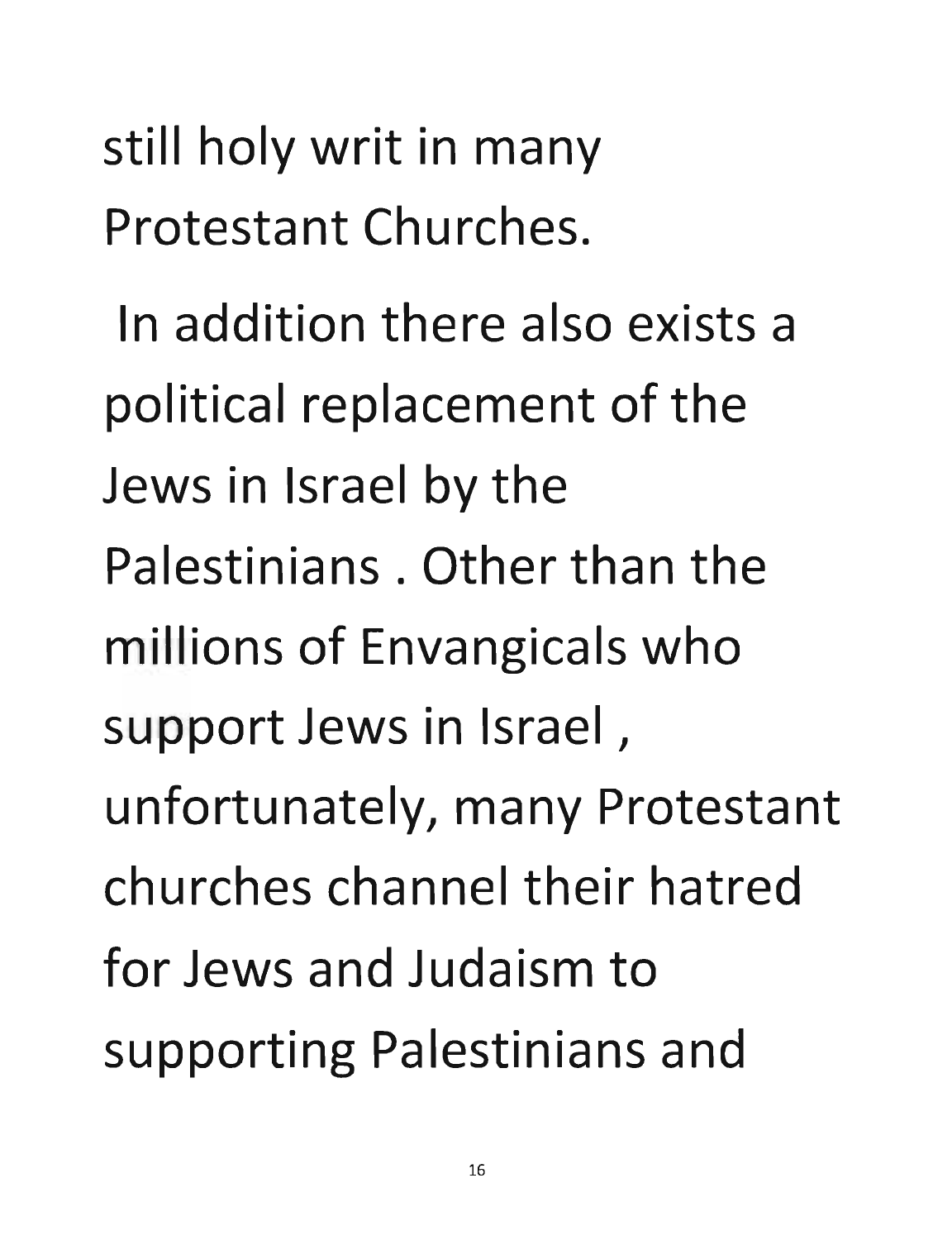still holy writ in many Protestant Churches.

In addition there also exists a political replacement of the Jews in Israel by the Palestinians . Other than the millions of Envangicals who support Jews in Israel , unfortunately, many Protestant churches channel their hatred for Jews and Judaism to supporting Palestinians and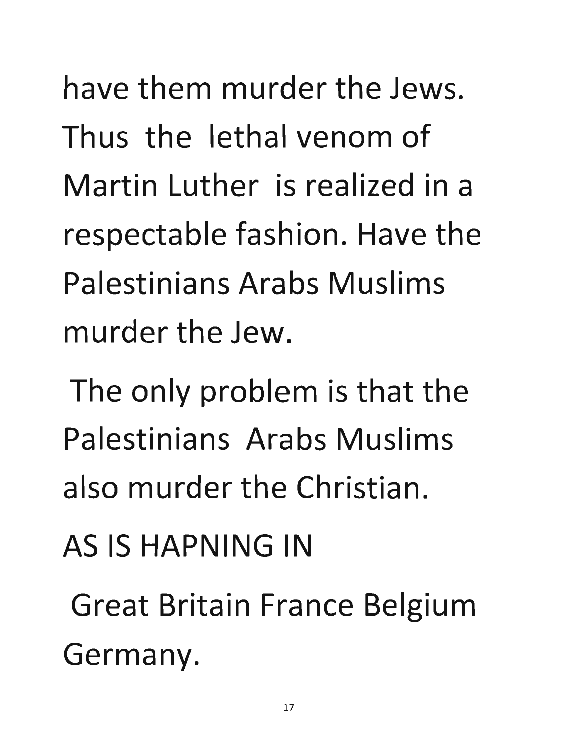have them murder the Jews. Thus the lethal venom of Martin Luther is realized in a respectable fashion. Have the Palestinians Arabs Muslims murder the Jew.

The only problem is that the Palestinians Arabs Muslims also murder the Christian.

AS IS HAPNING IN

Great Britain France Belgium Germany.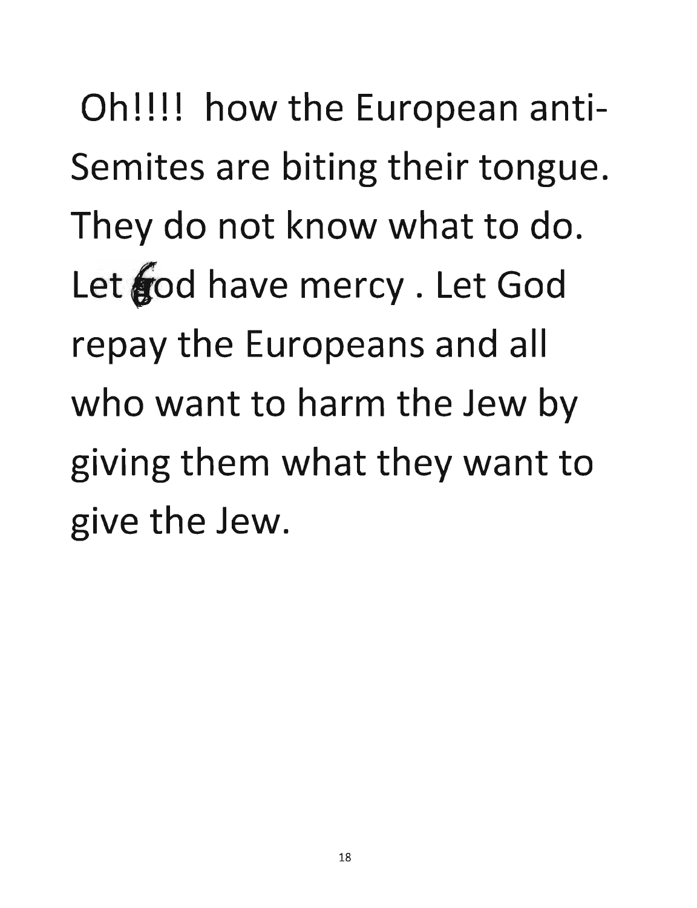Oh!!!! how the European anti-Semites are biting their tongue. They do not know what to do. Let God have mercy . Let God repay the Europeans and all who want to harm the Jew by giving them what they want to give the Jew.